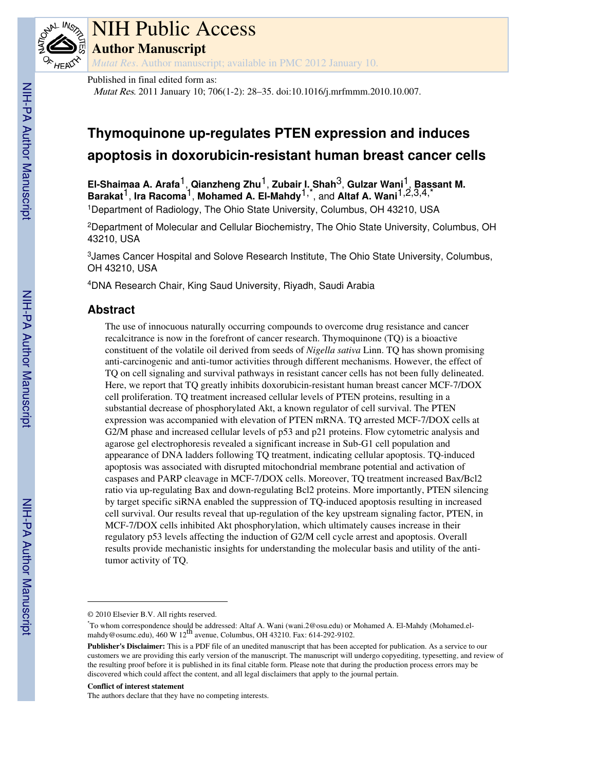# NIH Public Access

## Author Manuscript

*Mutat Res*. Author manuscript; available in PMC 2012 January 10.

Published in final edited form as:

*Mutat Res*. 2011 January 10; 706(1-2): 28–35. doi:10.1016/j.mrfmmm.2010.10.007.

# Thymoquinone up-regulates PTEN expression and induces apoptosis in doxorubicin-resistant human breast cancer cells

**El-Shaimaa A. Arafa**[1], **Qianzheng Zhu**[1], **Zubair I. Shah**[3], **Gulzar Wani**[1], **Bassant M. Barakat**[1], **Ira Racoma**[1], **Mohamed A. El-Mahdy**[1,*], and **Altaf A. Wani**[1,2,3,4,*]

[1]Department of Radiology, The Ohio State University, Columbus, OH 43210, USA

[2]Department of Molecular and Cellular Biochemistry, The Ohio State University, Columbus, OH 43210, USA

[3]James Cancer Hospital and Solove Research Institute, The Ohio State University, Columbus, OH 43210, USA

[4]DNA Research Chair, King Saud University, Riyadh, Saudi Arabia

## Abstract

The use of innocuous naturally occurring compounds to overcome drug resistance and cancer recalcitrance is now in the forefront of cancer research. Thymoquinone (TQ) is a bioactive constituent of the volatile oil derived from seeds of *Nigella sativa* Linn. TQ has shown promising anti-carcinogenic and anti-tumor activities through different mechanisms. However, the effect of TQ on cell signaling and survival pathways in resistant cancer cells has not been fully delineated. Here, we report that TQ greatly inhibits doxorubicin-resistant human breast cancer MCF-7/DOX cell proliferation. TQ treatment increased cellular levels of PTEN proteins, resulting in a substantial decrease of phosphorylated Akt, a known regulator of cell survival. The PTEN expression was accompanied with elevation of PTEN mRNA. TQ arrested MCF-7/DOX cells at G2/M phase and increased cellular levels of p53 and p21 proteins. Flow cytometric analysis and agarose gel electrophoresis revealed a significant increase in Sub-G1 cell population and appearance of DNA ladders following TQ treatment, indicating cellular apoptosis. TQ-induced apoptosis was associated with disrupted mitochondrial membrane potential and activation of caspases and PARP cleavage in MCF-7/DOX cells. Moreover, TQ treatment increased Bax/Bcl2 ratio via up-regulating Bax and down-regulating Bcl2 proteins. More importantly, PTEN silencing by target specific siRNA enabled the suppression of TQ-induced apoptosis resulting in increased cell survival. Our results reveal that up-regulation of the key upstream signaling factor, PTEN, in MCF-7/DOX cells inhibited Akt phosphorylation, which ultimately causes increase in their regulatory p53 levels affecting the induction of G2/M cell cycle arrest and apoptosis. Overall results provide mechanistic insights for understanding the molecular basis and utility of the anti-tumor activity of TQ.

---

© 2010 Elsevier B.V. All rights reserved.

*To whom correspondence should be addressed: Altaf A. Wani (wani.2@osu.edu) or Mohamed A. El-Mahdy (Mohamed.el-mahdy@osumc.edu), 460 W 12th avenue, Columbus, OH 43210. Fax: 614-292-9102.

**Publisher's Disclaimer:** This is a PDF file of an unedited manuscript that has been accepted for publication. As a service to our customers we are providing this early version of the manuscript. The manuscript will undergo copyediting, typesetting, and review of the resulting proof before it is published in its final citable form. Please note that during the production process errors may be discovered which could affect the content, and all legal disclaimers that apply to the journal pertain.

**Conflict of interest statement**

The authors declare that they have no competing interests.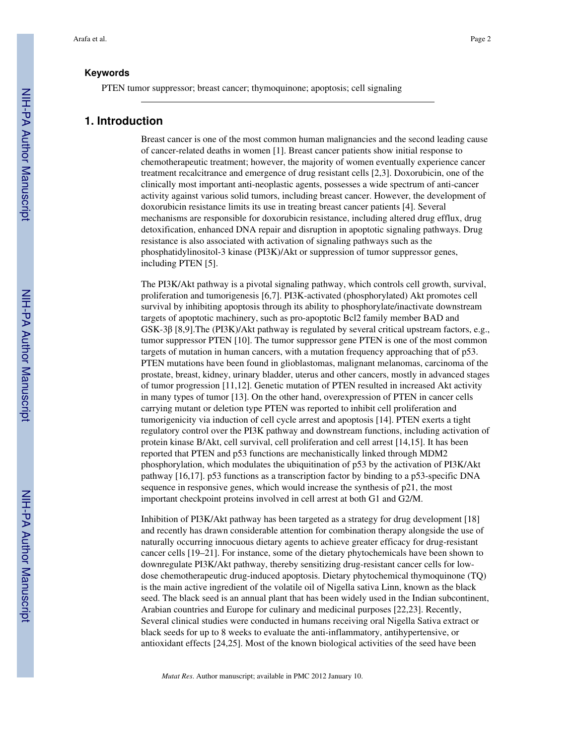**Keywords**

PTEN tumor suppressor; breast cancer; thymoquinone; apoptosis; cell signaling

## 1. Introduction

Breast cancer is one of the most common human malignancies and the second leading cause of cancer-related deaths in women [1]. Breast cancer patients show initial response to chemotherapeutic treatment; however, the majority of women eventually experience cancer treatment recalcitrance and emergence of drug resistant cells [2,3]. Doxorubicin, one of the clinically most important anti-neoplastic agents, possesses a wide spectrum of anti-cancer activity against various solid tumors, including breast cancer. However, the development of doxorubicin resistance limits its use in treating breast cancer patients [4]. Several mechanisms are responsible for doxorubicin resistance, including altered drug efflux, drug detoxification, enhanced DNA repair and disruption in apoptotic signaling pathways. Drug resistance is also associated with activation of signaling pathways such as the phosphatidylinositol-3 kinase (PI3K)/Akt or suppression of tumor suppressor genes, including PTEN [5].

The PI3K/Akt pathway is a pivotal signaling pathway, which controls cell growth, survival, proliferation and tumorigenesis [6,7]. PI3K-activated (phosphorylated) Akt promotes cell survival by inhibiting apoptosis through its ability to phosphorylate/inactivate downstream targets of apoptotic machinery, such as pro-apoptotic Bcl2 family member BAD and GSK-3β [8,9].The (PI3K)/Akt pathway is regulated by several critical upstream factors, e.g., tumor suppressor PTEN [10]. The tumor suppressor gene PTEN is one of the most common targets of mutation in human cancers, with a mutation frequency approaching that of p53. PTEN mutations have been found in glioblastomas, malignant melanomas, carcinoma of the prostate, breast, kidney, urinary bladder, uterus and other cancers, mostly in advanced stages of tumor progression [11,12]. Genetic mutation of PTEN resulted in increased Akt activity in many types of tumor [13]. On the other hand, overexpression of PTEN in cancer cells carrying mutant or deletion type PTEN was reported to inhibit cell proliferation and tumorigenicity via induction of cell cycle arrest and apoptosis [14]. PTEN exerts a tight regulatory control over the PI3K pathway and downstream functions, including activation of protein kinase B/Akt, cell survival, cell proliferation and cell arrest [14,15]. It has been reported that PTEN and p53 functions are mechanistically linked through MDM2 phosphorylation, which modulates the ubiquitination of p53 by the activation of PI3K/Akt pathway [16,17]. p53 functions as a transcription factor by binding to a p53-specific DNA sequence in responsive genes, which would increase the synthesis of p21, the most important checkpoint proteins involved in cell arrest at both G1 and G2/M.

Inhibition of PI3K/Akt pathway has been targeted as a strategy for drug development [18] and recently has drawn considerable attention for combination therapy alongside the use of naturally occurring innocuous dietary agents to achieve greater efficacy for drug-resistant cancer cells [19–21]. For instance, some of the dietary phytochemicals have been shown to downregulate PI3K/Akt pathway, thereby sensitizing drug-resistant cancer cells for low-dose chemotherapeutic drug-induced apoptosis. Dietary phytochemical thymoquinone (TQ) is the main active ingredient of the volatile oil of Nigella sativa Linn, known as the black seed. The black seed is an annual plant that has been widely used in the Indian subcontinent, Arabian countries and Europe for culinary and medicinal purposes [22,23]. Recently, Several clinical studies were conducted in humans receiving oral Nigella Sativa extract or black seeds for up to 8 weeks to evaluate the anti-inflammatory, antihypertensive, or antioxidant effects [24,25]. Most of the known biological activities of the seed have been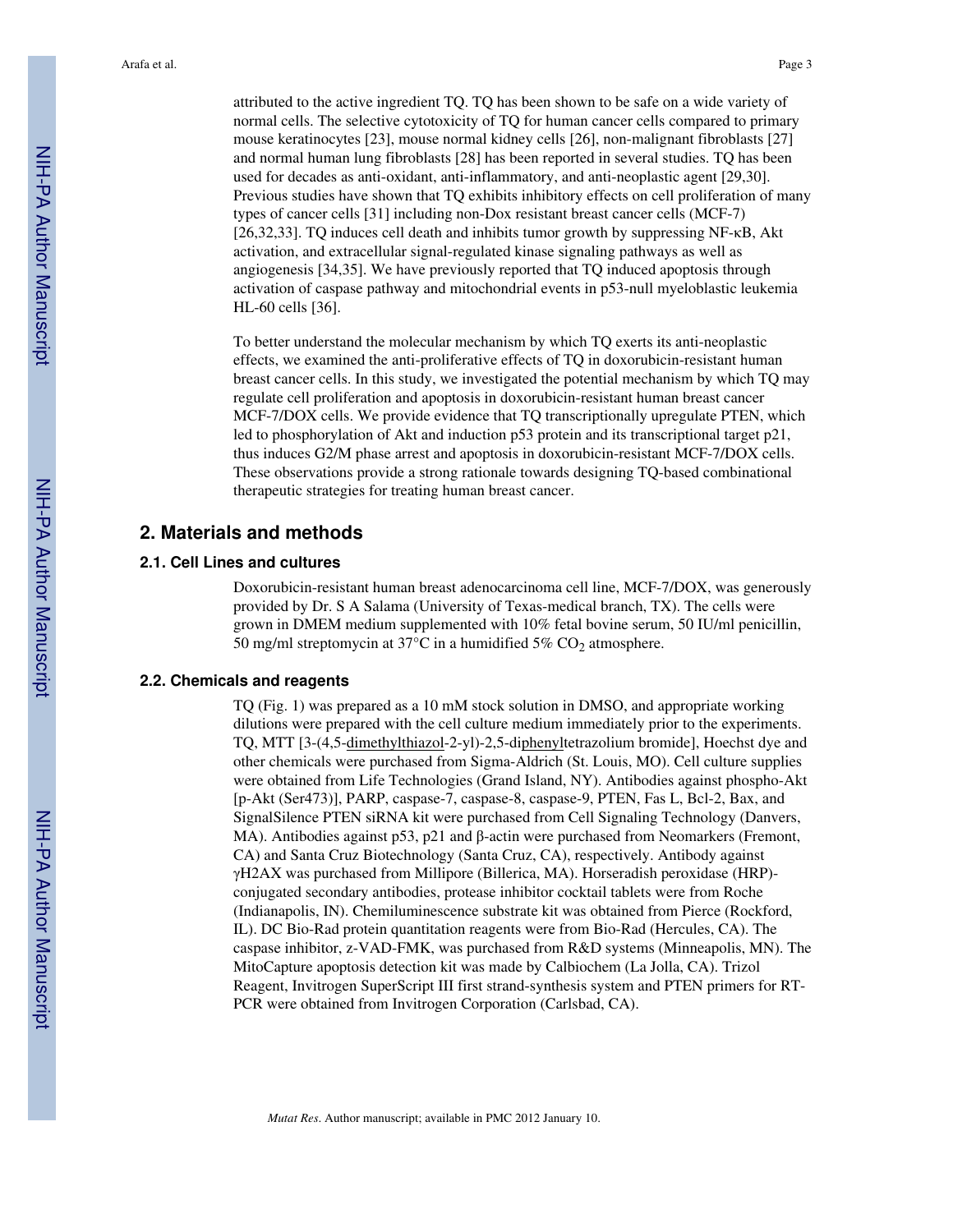attributed to the active ingredient TQ. TQ has been shown to be safe on a wide variety of normal cells. The selective cytotoxicity of TQ for human cancer cells compared to primary mouse keratinocytes [23], mouse normal kidney cells [26], non-malignant fibroblasts [27] and normal human lung fibroblasts [28] has been reported in several studies. TQ has been used for decades as anti-oxidant, anti-inflammatory, and anti-neoplastic agent [29,30]. Previous studies have shown that TQ exhibits inhibitory effects on cell proliferation of many types of cancer cells [31] including non-Dox resistant breast cancer cells (MCF-7) [26,32,33]. TQ induces cell death and inhibits tumor growth by suppressing NF-κB, Akt activation, and extracellular signal-regulated kinase signaling pathways as well as angiogenesis [34,35]. We have previously reported that TQ induced apoptosis through activation of caspase pathway and mitochondrial events in p53-null myeloblastic leukemia HL-60 cells [36].

To better understand the molecular mechanism by which TQ exerts its anti-neoplastic effects, we examined the anti-proliferative effects of TQ in doxorubicin-resistant human breast cancer cells. In this study, we investigated the potential mechanism by which TQ may regulate cell proliferation and apoptosis in doxorubicin-resistant human breast cancer MCF-7/DOX cells. We provide evidence that TQ transcriptionally upregulate PTEN, which led to phosphorylation of Akt and induction p53 protein and its transcriptional target p21, thus induces G2/M phase arrest and apoptosis in doxorubicin-resistant MCF-7/DOX cells. These observations provide a strong rationale towards designing TQ-based combinational therapeutic strategies for treating human breast cancer.

## 2. Materials and methods

### 2.1. Cell Lines and cultures

Doxorubicin-resistant human breast adenocarcinoma cell line, MCF-7/DOX, was generously provided by Dr. S A Salama (University of Texas-medical branch, TX). The cells were grown in DMEM medium supplemented with 10% fetal bovine serum, 50 IU/ml penicillin, 50 mg/ml streptomycin at 37°C in a humidified 5% $CO_2$ atmosphere.

### 2.2. Chemicals and reagents

TQ (Fig. 1) was prepared as a 10 mM stock solution in DMSO, and appropriate working dilutions were prepared with the cell culture medium immediately prior to the experiments. TQ, MTT [3-(4,5-dimethylthiazol-2-yl)-2,5-diphenyltetrazolium bromide], Hoechst dye and other chemicals were purchased from Sigma-Aldrich (St. Louis, MO). Cell culture supplies were obtained from Life Technologies (Grand Island, NY). Antibodies against phospho-Akt [p-Akt (Ser473)], PARP, caspase-7, caspase-8, caspase-9, PTEN, Fas L, Bcl-2, Bax, and SignalSilence PTEN siRNA kit were purchased from Cell Signaling Technology (Danvers, MA). Antibodies against p53, p21 and β-actin were purchased from Neomarkers (Fremont, CA) and Santa Cruz Biotechnology (Santa Cruz, CA), respectively. Antibody against γH2AX was purchased from Millipore (Billerica, MA). Horseradish peroxidase (HRP)-conjugated secondary antibodies, protease inhibitor cocktail tablets were from Roche (Indianapolis, IN). Chemiluminescence substrate kit was obtained from Pierce (Rockford, IL). DC Bio-Rad protein quantitation reagents were from Bio-Rad (Hercules, CA). The caspase inhibitor, z-VAD-FMK, was purchased from R&D systems (Minneapolis, MN). The MitoCapture apoptosis detection kit was made by Calbiochem (La Jolla, CA). Trizol Reagent, Invitrogen SuperScript III first strand-synthesis system and PTEN primers for RT-PCR were obtained from Invitrogen Corporation (Carlsbad, CA).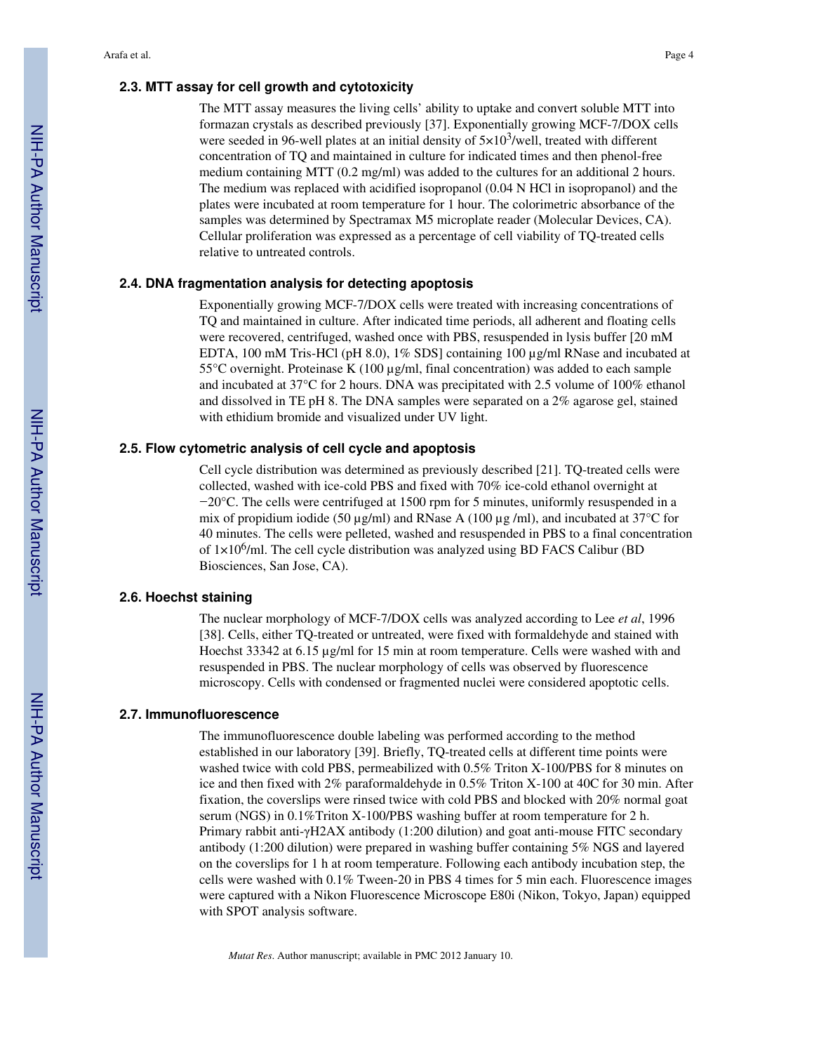### 2.3. MTT assay for cell growth and cytotoxicity

The MTT assay measures the living cells' ability to uptake and convert soluble MTT into formazan crystals as described previously [37]. Exponentially growing MCF-7/DOX cells were seeded in 96-well plates at an initial density of $5\times10^3$/well, treated with different concentration of TQ and maintained in culture for indicated times and then phenol-free medium containing MTT (0.2 mg/ml) was added to the cultures for an additional 2 hours. The medium was replaced with acidified isopropanol (0.04 N HCl in isopropanol) and the plates were incubated at room temperature for 1 hour. The colorimetric absorbance of the samples was determined by Spectramax M5 microplate reader (Molecular Devices, CA). Cellular proliferation was expressed as a percentage of cell viability of TQ-treated cells relative to untreated controls.

### 2.4. DNA fragmentation analysis for detecting apoptosis

Exponentially growing MCF-7/DOX cells were treated with increasing concentrations of TQ and maintained in culture. After indicated time periods, all adherent and floating cells were recovered, centrifuged, washed once with PBS, resuspended in lysis buffer [20 mM EDTA, 100 mM Tris-HCl (pH 8.0), 1% SDS] containing 100 µg/ml RNase and incubated at 55°C overnight. Proteinase K (100 µg/ml, final concentration) was added to each sample and incubated at 37°C for 2 hours. DNA was precipitated with 2.5 volume of 100% ethanol and dissolved in TE pH 8. The DNA samples were separated on a 2% agarose gel, stained with ethidium bromide and visualized under UV light.

### 2.5. Flow cytometric analysis of cell cycle and apoptosis

Cell cycle distribution was determined as previously described [21]. TQ-treated cells were collected, washed with ice-cold PBS and fixed with 70% ice-cold ethanol overnight at −20°C. The cells were centrifuged at 1500 rpm for 5 minutes, uniformly resuspended in a mix of propidium iodide (50 µg/ml) and RNase A (100 µg /ml), and incubated at 37°C for 40 minutes. The cells were pelleted, washed and resuspended in PBS to a final concentration of $1\times10^6$/ml. The cell cycle distribution was analyzed using BD FACS Calibur (BD Biosciences, San Jose, CA).

### 2.6. Hoechst staining

The nuclear morphology of MCF-7/DOX cells was analyzed according to Lee *et al*, 1996 [38]. Cells, either TQ-treated or untreated, were fixed with formaldehyde and stained with Hoechst 33342 at 6.15 µg/ml for 15 min at room temperature. Cells were washed with and resuspended in PBS. The nuclear morphology of cells was observed by fluorescence microscopy. Cells with condensed or fragmented nuclei were considered apoptotic cells.

### 2.7. Immunofluorescence

The immunofluorescence double labeling was performed according to the method established in our laboratory [39]. Briefly, TQ-treated cells at different time points were washed twice with cold PBS, permeabilized with 0.5% Triton X-100/PBS for 8 minutes on ice and then fixed with 2% paraformaldehyde in 0.5% Triton X-100 at 40C for 30 min. After fixation, the coverslips were rinsed twice with cold PBS and blocked with 20% normal goat serum (NGS) in 0.1%Triton X-100/PBS washing buffer at room temperature for 2 h. Primary rabbit anti-γH2AX antibody (1:200 dilution) and goat anti-mouse FITC secondary antibody (1:200 dilution) were prepared in washing buffer containing 5% NGS and layered on the coverslips for 1 h at room temperature. Following each antibody incubation step, the cells were washed with 0.1% Tween-20 in PBS 4 times for 5 min each. Fluorescence images were captured with a Nikon Fluorescence Microscope E80i (Nikon, Tokyo, Japan) equipped with SPOT analysis software.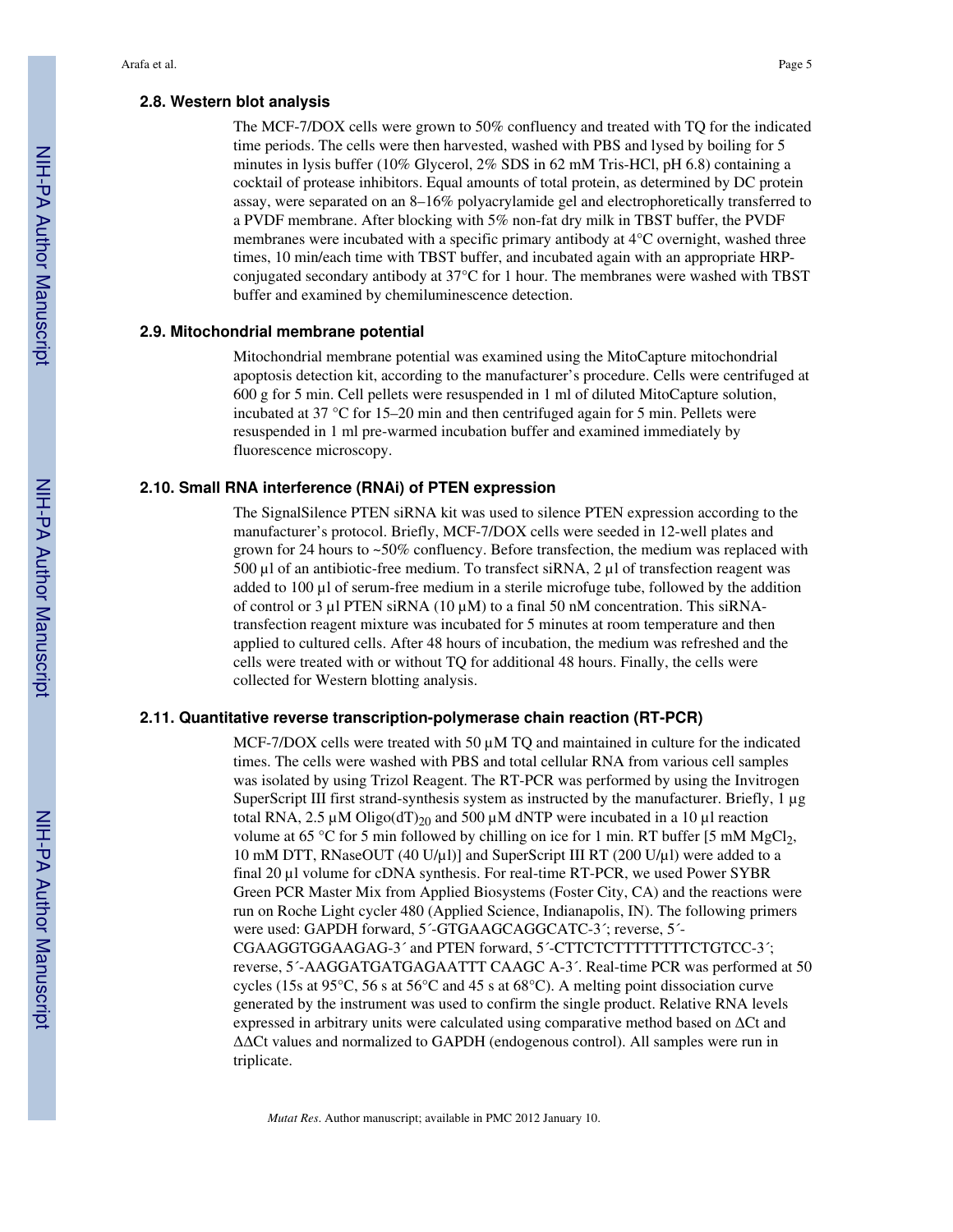### 2.8. Western blot analysis

The MCF-7/DOX cells were grown to 50% confluency and treated with TQ for the indicated time periods. The cells were then harvested, washed with PBS and lysed by boiling for 5 minutes in lysis buffer (10% Glycerol, 2% SDS in 62 mM Tris-HCl, pH 6.8) containing a cocktail of protease inhibitors. Equal amounts of total protein, as determined by DC protein assay, were separated on an 8–16% polyacrylamide gel and electrophoretically transferred to a PVDF membrane. After blocking with 5% non-fat dry milk in TBST buffer, the PVDF membranes were incubated with a specific primary antibody at 4°C overnight, washed three times, 10 min/each time with TBST buffer, and incubated again with an appropriate HRP-conjugated secondary antibody at 37°C for 1 hour. The membranes were washed with TBST buffer and examined by chemiluminescence detection.

### 2.9. Mitochondrial membrane potential

Mitochondrial membrane potential was examined using the MitoCapture mitochondrial apoptosis detection kit, according to the manufacturer's procedure. Cells were centrifuged at 600 g for 5 min. Cell pellets were resuspended in 1 ml of diluted MitoCapture solution, incubated at 37 °C for 15–20 min and then centrifuged again for 5 min. Pellets were resuspended in 1 ml pre-warmed incubation buffer and examined immediately by fluorescence microscopy.

### 2.10. Small RNA interference (RNAi) of PTEN expression

The SignalSilence PTEN siRNA kit was used to silence PTEN expression according to the manufacturer's protocol. Briefly, MCF-7/DOX cells were seeded in 12-well plates and grown for 24 hours to ~50% confluency. Before transfection, the medium was replaced with 500 μl of an antibiotic-free medium. To transfect siRNA, 2 μl of transfection reagent was added to 100 μl of serum-free medium in a sterile microfuge tube, followed by the addition of control or 3 μl PTEN siRNA (10 μM) to a final 50 nM concentration. This siRNA-transfection reagent mixture was incubated for 5 minutes at room temperature and then applied to cultured cells. After 48 hours of incubation, the medium was refreshed and the cells were treated with or without TQ for additional 48 hours. Finally, the cells were collected for Western blotting analysis.

### 2.11. Quantitative reverse transcription-polymerase chain reaction (RT-PCR)

MCF-7/DOX cells were treated with 50 μM TQ and maintained in culture for the indicated times. The cells were washed with PBS and total cellular RNA from various cell samples was isolated by using Trizol Reagent. The RT-PCR was performed by using the Invitrogen SuperScript III first strand-synthesis system as instructed by the manufacturer. Briefly, 1 μg total RNA, 2.5 μM Oligo(dT)$_{20}$ and 500 μM dNTP were incubated in a 10 μl reaction volume at 65 °C for 5 min followed by chilling on ice for 1 min. RT buffer [5 mM $MgCl_2$, 10 mM DTT, RNaseOUT (40 U/μl)] and SuperScript III RT (200 U/μl) were added to a final 20 μl volume for cDNA synthesis. For real-time RT-PCR, we used Power SYBR Green PCR Master Mix from Applied Biosystems (Foster City, CA) and the reactions were run on Roche Light cycler 480 (Applied Science, Indianapolis, IN). The following primers were used: GAPDH forward, 5´-GTGAAGCAGGCATC-3´; reverse, 5´-CGAAGGTGGAAGAG-3´ and PTEN forward, 5´-CTTCTCTTTTTTTTCTGTCC-3´; reverse, 5´-AAGGATGATGAGAATTT CAAGC A-3´. Real-time PCR was performed at 50 cycles (15s at 95°C, 56 s at 56°C and 45 s at 68°C). A melting point dissociation curve generated by the instrument was used to confirm the single product. Relative RNA levels expressed in arbitrary units were calculated using comparative method based on ΔCt and ΔΔCt values and normalized to GAPDH (endogenous control). All samples were run in triplicate.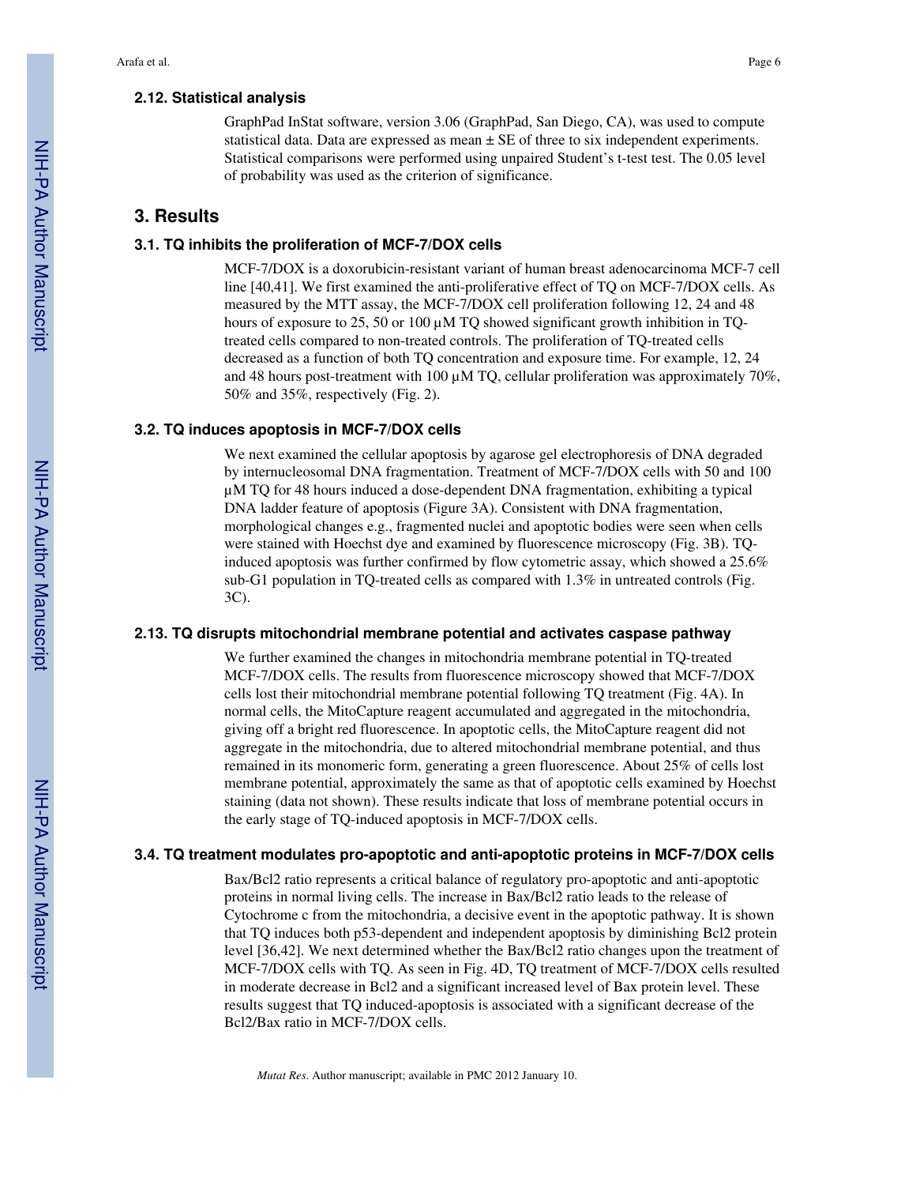### 2.12. Statistical analysis

GraphPad InStat software, version 3.06 (GraphPad, San Diego, CA), was used to compute statistical data. Data are expressed as mean ± SE of three to six independent experiments. Statistical comparisons were performed using unpaired Student's t-test test. The 0.05 level of probability was used as the criterion of significance.

## 3. Results

### 3.1. TQ inhibits the proliferation of MCF-7/DOX cells

MCF-7/DOX is a doxorubicin-resistant variant of human breast adenocarcinoma MCF-7 cell line [40,41]. We first examined the anti-proliferative effect of TQ on MCF-7/DOX cells. As measured by the MTT assay, the MCF-7/DOX cell proliferation following 12, 24 and 48 hours of exposure to 25, 50 or 100 μM TQ showed significant growth inhibition in TQ-treated cells compared to non-treated controls. The proliferation of TQ-treated cells decreased as a function of both TQ concentration and exposure time. For example, 12, 24 and 48 hours post-treatment with 100 μM TQ, cellular proliferation was approximately 70%, 50% and 35%, respectively (Fig. 2).

### 3.2. TQ induces apoptosis in MCF-7/DOX cells

We next examined the cellular apoptosis by agarose gel electrophoresis of DNA degraded by internucleosomal DNA fragmentation. Treatment of MCF-7/DOX cells with 50 and 100 μM TQ for 48 hours induced a dose-dependent DNA fragmentation, exhibiting a typical DNA ladder feature of apoptosis (Figure 3A). Consistent with DNA fragmentation, morphological changes e.g., fragmented nuclei and apoptotic bodies were seen when cells were stained with Hoechst dye and examined by fluorescence microscopy (Fig. 3B). TQ-induced apoptosis was further confirmed by flow cytometric assay, which showed a 25.6% sub-G1 population in TQ-treated cells as compared with 1.3% in untreated controls (Fig. 3C).

### 2.13. TQ disrupts mitochondrial membrane potential and activates caspase pathway

We further examined the changes in mitochondria membrane potential in TQ-treated MCF-7/DOX cells. The results from fluorescence microscopy showed that MCF-7/DOX cells lost their mitochondrial membrane potential following TQ treatment (Fig. 4A). In normal cells, the MitoCapture reagent accumulated and aggregated in the mitochondria, giving off a bright red fluorescence. In apoptotic cells, the MitoCapture reagent did not aggregate in the mitochondria, due to altered mitochondrial membrane potential, and thus remained in its monomeric form, generating a green fluorescence. About 25% of cells lost membrane potential, approximately the same as that of apoptotic cells examined by Hoechst staining (data not shown). These results indicate that loss of membrane potential occurs in the early stage of TQ-induced apoptosis in MCF-7/DOX cells.

### 3.4. TQ treatment modulates pro-apoptotic and anti-apoptotic proteins in MCF-7/DOX cells

Bax/Bcl2 ratio represents a critical balance of regulatory pro-apoptotic and anti-apoptotic proteins in normal living cells. The increase in Bax/Bcl2 ratio leads to the release of Cytochrome c from the mitochondria, a decisive event in the apoptotic pathway. It is shown that TQ induces both p53-dependent and independent apoptosis by diminishing Bcl2 protein level [36,42]. We next determined whether the Bax/Bcl2 ratio changes upon the treatment of MCF-7/DOX cells with TQ. As seen in Fig. 4D, TQ treatment of MCF-7/DOX cells resulted in moderate decrease in Bcl2 and a significant increased level of Bax protein level. These results suggest that TQ induced-apoptosis is associated with a significant decrease of the Bcl2/Bax ratio in MCF-7/DOX cells.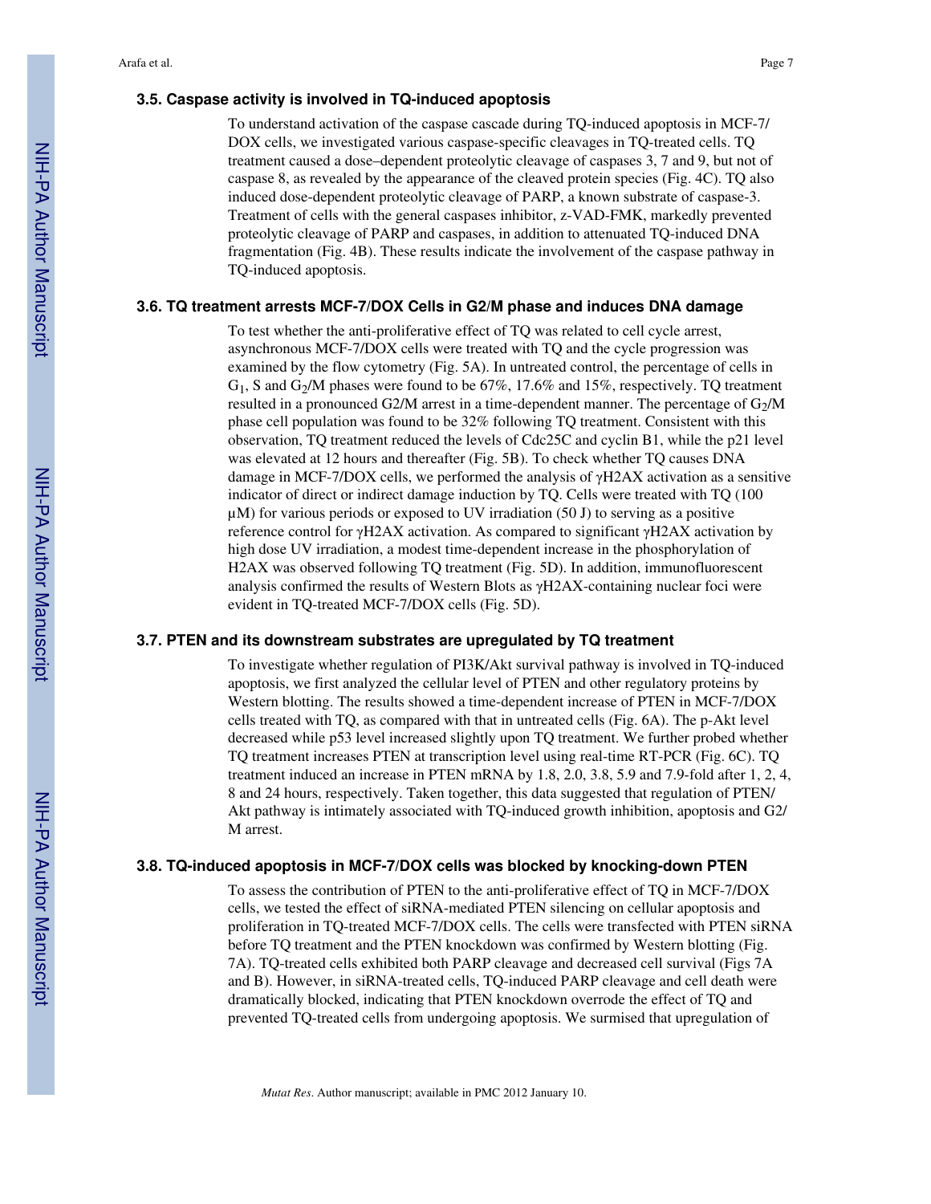### 3.5. Caspase activity is involved in TQ-induced apoptosis

To understand activation of the caspase cascade during TQ-induced apoptosis in MCF-7/DOX cells, we investigated various caspase-specific cleavages in TQ-treated cells. TQ treatment caused a dose–dependent proteolytic cleavage of caspases 3, 7 and 9, but not of caspase 8, as revealed by the appearance of the cleaved protein species (Fig. 4C). TQ also induced dose-dependent proteolytic cleavage of PARP, a known substrate of caspase-3. Treatment of cells with the general caspases inhibitor, z-VAD-FMK, markedly prevented proteolytic cleavage of PARP and caspases, in addition to attenuated TQ-induced DNA fragmentation (Fig. 4B). These results indicate the involvement of the caspase pathway in TQ-induced apoptosis.

### 3.6. TQ treatment arrests MCF-7/DOX Cells in G2/M phase and induces DNA damage

To test whether the anti-proliferative effect of TQ was related to cell cycle arrest, asynchronous MCF-7/DOX cells were treated with TQ and the cycle progression was examined by the flow cytometry (Fig. 5A). In untreated control, the percentage of cells in $G_1$, S and $G_2$/M phases were found to be 67%, 17.6% and 15%, respectively. TQ treatment resulted in a pronounced G2/M arrest in a time-dependent manner. The percentage of $G_2$/M phase cell population was found to be 32% following TQ treatment. Consistent with this observation, TQ treatment reduced the levels of Cdc25C and cyclin B1, while the p21 level was elevated at 12 hours and thereafter (Fig. 5B). To check whether TQ causes DNA damage in MCF-7/DOX cells, we performed the analysis of γH2AX activation as a sensitive indicator of direct or indirect damage induction by TQ. Cells were treated with TQ (100 μM) for various periods or exposed to UV irradiation (50 J) to serving as a positive reference control for γH2AX activation. As compared to significant γH2AX activation by high dose UV irradiation, a modest time-dependent increase in the phosphorylation of H2AX was observed following TQ treatment (Fig. 5D). In addition, immunofluorescent analysis confirmed the results of Western Blots as γH2AX-containing nuclear foci were evident in TQ-treated MCF-7/DOX cells (Fig. 5D).

### 3.7. PTEN and its downstream substrates are upregulated by TQ treatment

To investigate whether regulation of PI3K/Akt survival pathway is involved in TQ-induced apoptosis, we first analyzed the cellular level of PTEN and other regulatory proteins by Western blotting. The results showed a time-dependent increase of PTEN in MCF-7/DOX cells treated with TQ, as compared with that in untreated cells (Fig. 6A). The p-Akt level decreased while p53 level increased slightly upon TQ treatment. We further probed whether TQ treatment increases PTEN at transcription level using real-time RT-PCR (Fig. 6C). TQ treatment induced an increase in PTEN mRNA by 1.8, 2.0, 3.8, 5.9 and 7.9-fold after 1, 2, 4, 8 and 24 hours, respectively. Taken together, this data suggested that regulation of PTEN/Akt pathway is intimately associated with TQ-induced growth inhibition, apoptosis and G2/M arrest.

### 3.8. TQ-induced apoptosis in MCF-7/DOX cells was blocked by knocking-down PTEN

To assess the contribution of PTEN to the anti-proliferative effect of TQ in MCF-7/DOX cells, we tested the effect of siRNA-mediated PTEN silencing on cellular apoptosis and proliferation in TQ-treated MCF-7/DOX cells. The cells were transfected with PTEN siRNA before TQ treatment and the PTEN knockdown was confirmed by Western blotting (Fig. 7A). TQ-treated cells exhibited both PARP cleavage and decreased cell survival (Figs 7A and B). However, in siRNA-treated cells, TQ-induced PARP cleavage and cell death were dramatically blocked, indicating that PTEN knockdown overrode the effect of TQ and prevented TQ-treated cells from undergoing apoptosis. We surmised that upregulation of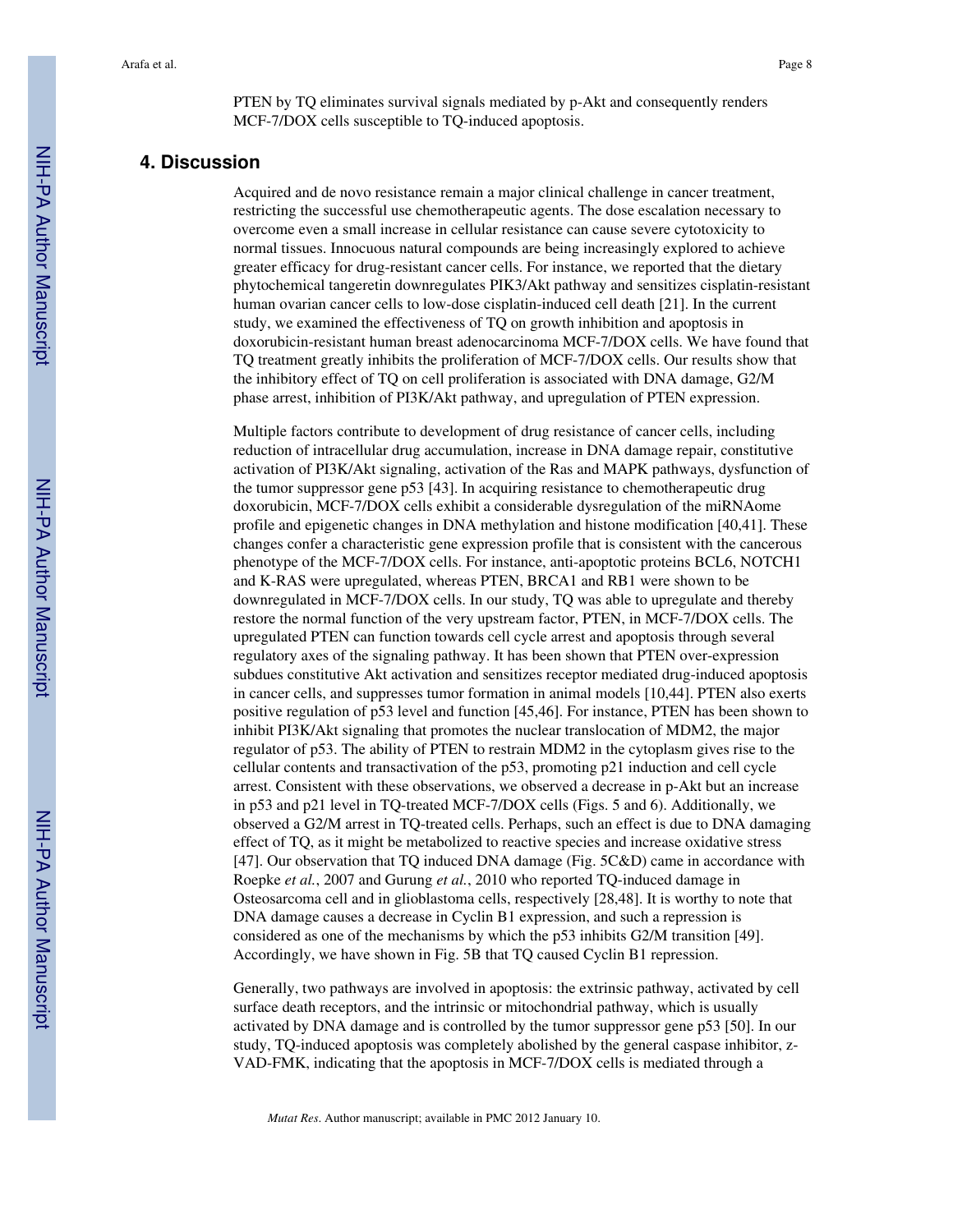PTEN by TQ eliminates survival signals mediated by p-Akt and consequently renders MCF-7/DOX cells susceptible to TQ-induced apoptosis.

## 4. Discussion

Acquired and de novo resistance remain a major clinical challenge in cancer treatment, restricting the successful use chemotherapeutic agents. The dose escalation necessary to overcome even a small increase in cellular resistance can cause severe cytotoxicity to normal tissues. Innocuous natural compounds are being increasingly explored to achieve greater efficacy for drug-resistant cancer cells. For instance, we reported that the dietary phytochemical tangeretin downregulates PIK3/Akt pathway and sensitizes cisplatin-resistant human ovarian cancer cells to low-dose cisplatin-induced cell death [21]. In the current study, we examined the effectiveness of TQ on growth inhibition and apoptosis in doxorubicin-resistant human breast adenocarcinoma MCF-7/DOX cells. We have found that TQ treatment greatly inhibits the proliferation of MCF-7/DOX cells. Our results show that the inhibitory effect of TQ on cell proliferation is associated with DNA damage, G2/M phase arrest, inhibition of PI3K/Akt pathway, and upregulation of PTEN expression.

Multiple factors contribute to development of drug resistance of cancer cells, including reduction of intracellular drug accumulation, increase in DNA damage repair, constitutive activation of PI3K/Akt signaling, activation of the Ras and MAPK pathways, dysfunction of the tumor suppressor gene p53 [43]. In acquiring resistance to chemotherapeutic drug doxorubicin, MCF-7/DOX cells exhibit a considerable dysregulation of the miRNAome profile and epigenetic changes in DNA methylation and histone modification [40,41]. These changes confer a characteristic gene expression profile that is consistent with the cancerous phenotype of the MCF-7/DOX cells. For instance, anti-apoptotic proteins BCL6, NOTCH1 and K-RAS were upregulated, whereas PTEN, BRCA1 and RB1 were shown to be downregulated in MCF-7/DOX cells. In our study, TQ was able to upregulate and thereby restore the normal function of the very upstream factor, PTEN, in MCF-7/DOX cells. The upregulated PTEN can function towards cell cycle arrest and apoptosis through several regulatory axes of the signaling pathway. It has been shown that PTEN over-expression subdues constitutive Akt activation and sensitizes receptor mediated drug-induced apoptosis in cancer cells, and suppresses tumor formation in animal models [10,44]. PTEN also exerts positive regulation of p53 level and function [45,46]. For instance, PTEN has been shown to inhibit PI3K/Akt signaling that promotes the nuclear translocation of MDM2, the major regulator of p53. The ability of PTEN to restrain MDM2 in the cytoplasm gives rise to the cellular contents and transactivation of the p53, promoting p21 induction and cell cycle arrest. Consistent with these observations, we observed a decrease in p-Akt but an increase in p53 and p21 level in TQ-treated MCF-7/DOX cells (Figs. 5 and 6). Additionally, we observed a G2/M arrest in TQ-treated cells. Perhaps, such an effect is due to DNA damaging effect of TQ, as it might be metabolized to reactive species and increase oxidative stress [47]. Our observation that TQ induced DNA damage (Fig. 5C&D) came in accordance with Roepke *et al.*, 2007 and Gurung *et al.*, 2010 who reported TQ-induced damage in Osteosarcoma cell and in glioblastoma cells, respectively [28,48]. It is worthy to note that DNA damage causes a decrease in Cyclin B1 expression, and such a repression is considered as one of the mechanisms by which the p53 inhibits G2/M transition [49]. Accordingly, we have shown in Fig. 5B that TQ caused Cyclin B1 repression.

Generally, two pathways are involved in apoptosis: the extrinsic pathway, activated by cell surface death receptors, and the intrinsic or mitochondrial pathway, which is usually activated by DNA damage and is controlled by the tumor suppressor gene p53 [50]. In our study, TQ-induced apoptosis was completely abolished by the general caspase inhibitor, z-VAD-FMK, indicating that the apoptosis in MCF-7/DOX cells is mediated through a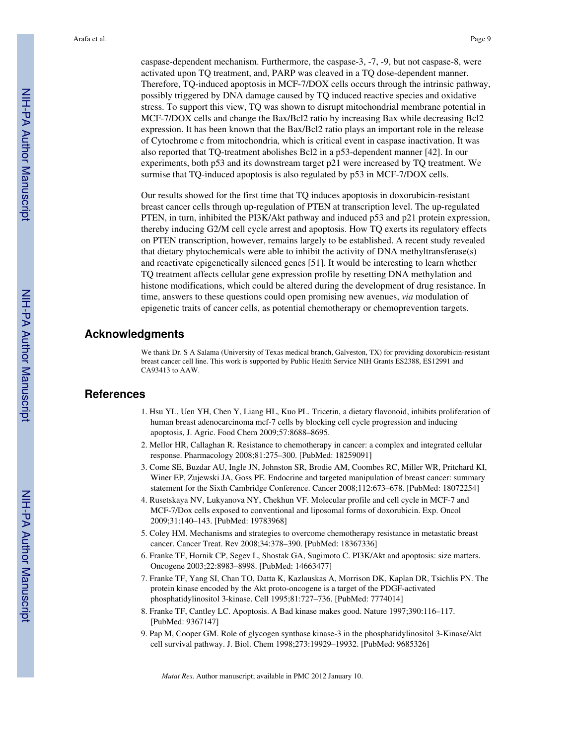caspase-dependent mechanism. Furthermore, the caspase-3, -7, -9, but not caspase-8, were activated upon TQ treatment, and, PARP was cleaved in a TQ dose-dependent manner. Therefore, TQ-induced apoptosis in MCF-7/DOX cells occurs through the intrinsic pathway, possibly triggered by DNA damage caused by TQ induced reactive species and oxidative stress. To support this view, TQ was shown to disrupt mitochondrial membrane potential in MCF-7/DOX cells and change the Bax/Bcl2 ratio by increasing Bax while decreasing Bcl2 expression. It has been known that the Bax/Bcl2 ratio plays an important role in the release of Cytochrome c from mitochondria, which is critical event in caspase inactivation. It was also reported that TQ-treatment abolishes Bcl2 in a p53-dependent manner [42]. In our experiments, both p53 and its downstream target p21 were increased by TQ treatment. We surmise that TQ-induced apoptosis is also regulated by p53 in MCF-7/DOX cells.

Our results showed for the first time that TQ induces apoptosis in doxorubicin-resistant breast cancer cells through up-regulation of PTEN at transcription level. The up-regulated PTEN, in turn, inhibited the PI3K/Akt pathway and induced p53 and p21 protein expression, thereby inducing G2/M cell cycle arrest and apoptosis. How TQ exerts its regulatory effects on PTEN transcription, however, remains largely to be established. A recent study revealed that dietary phytochemicals were able to inhibit the activity of DNA methyltransferase(s) and reactivate epigenetically silenced genes [51]. It would be interesting to learn whether TQ treatment affects cellular gene expression profile by resetting DNA methylation and histone modifications, which could be altered during the development of drug resistance. In time, answers to these questions could open promising new avenues, *via* modulation of epigenetic traits of cancer cells, as potential chemotherapy or chemoprevention targets.

## Acknowledgments

We thank Dr. S A Salama (University of Texas medical branch, Galveston, TX) for providing doxorubicin-resistant breast cancer cell line. This work is supported by Public Health Service NIH Grants ES2388, ES12991 and CA93413 to AAW.

## References

1. Hsu YL, Uen YH, Chen Y, Liang HL, Kuo PL. Tricetin, a dietary flavonoid, inhibits proliferation of human breast adenocarcinoma mcf-7 cells by blocking cell cycle progression and inducing apoptosis, J. Agric. Food Chem 2009;57:8688–8695.
2. Mellor HR, Callaghan R. Resistance to chemotherapy in cancer: a complex and integrated cellular response. Pharmacology 2008;81:275–300. [PubMed: 18259091]
3. Come SE, Buzdar AU, Ingle JN, Johnston SR, Brodie AM, Coombes RC, Miller WR, Pritchard KI, Winer EP, Zujewski JA, Goss PE. Endocrine and targeted manipulation of breast cancer: summary statement for the Sixth Cambridge Conference. Cancer 2008;112:673–678. [PubMed: 18072254]
4. Rusetskaya NV, Lukyanova NY, Chekhun VF. Molecular profile and cell cycle in MCF-7 and MCF-7/Dox cells exposed to conventional and liposomal forms of doxorubicin. Exp. Oncol 2009;31:140–143. [PubMed: 19783968]
5. Coley HM. Mechanisms and strategies to overcome chemotherapy resistance in metastatic breast cancer. Cancer Treat. Rev 2008;34:378–390. [PubMed: 18367336]
6. Franke TF, Hornik CP, Segev L, Shostak GA, Sugimoto C. PI3K/Akt and apoptosis: size matters. Oncogene 2003;22:8983–8998. [PubMed: 14663477]
7. Franke TF, Yang SI, Chan TO, Datta K, Kazlauskas A, Morrison DK, Kaplan DR, Tsichlis PN. The protein kinase encoded by the Akt proto-oncogene is a target of the PDGF-activated phosphatidylinositol 3-kinase. Cell 1995;81:727–736. [PubMed: 7774014]
8. Franke TF, Cantley LC. Apoptosis. A Bad kinase makes good. Nature 1997;390:116–117. [PubMed: 9367147]
9. Pap M, Cooper GM. Role of glycogen synthase kinase-3 in the phosphatidylinositol 3-Kinase/Akt cell survival pathway. J. Biol. Chem 1998;273:19929–19932. [PubMed: 9685326]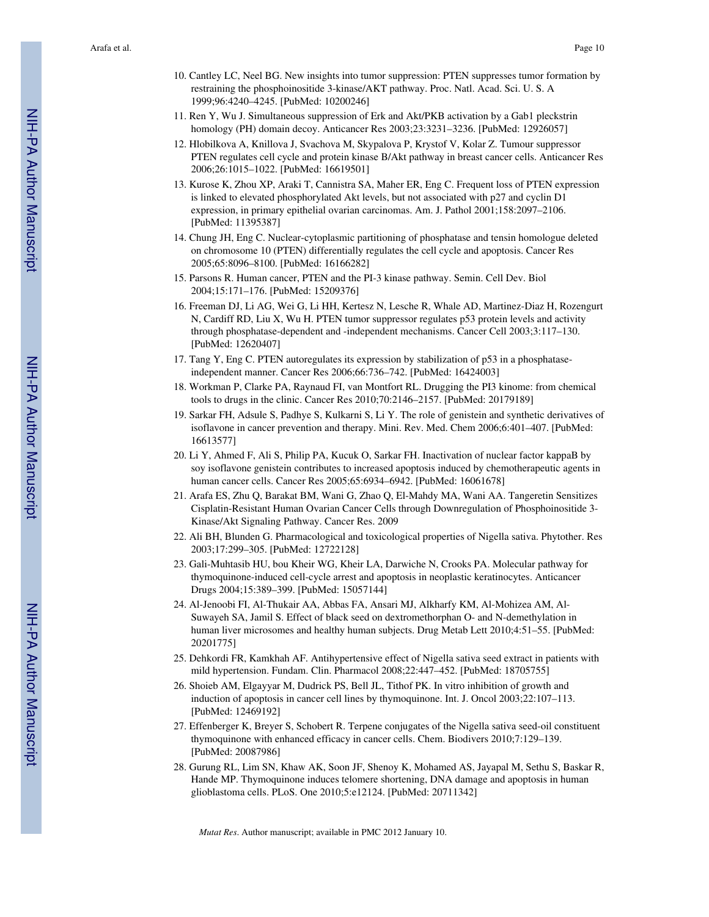10. Cantley LC, Neel BG. New insights into tumor suppression: PTEN suppresses tumor formation by restraining the phosphoinositide 3-kinase/AKT pathway. Proc. Natl. Acad. Sci. U. S. A 1999;96:4240–4245. [PubMed: 10200246]
11. Ren Y, Wu J. Simultaneous suppression of Erk and Akt/PKB activation by a Gab1 pleckstrin homology (PH) domain decoy. Anticancer Res 2003;23:3231–3236. [PubMed: 12926057]
12. Hlobilkova A, Knillova J, Svachova M, Skypalova P, Krystof V, Kolar Z. Tumour suppressor PTEN regulates cell cycle and protein kinase B/Akt pathway in breast cancer cells. Anticancer Res 2006;26:1015–1022. [PubMed: 16619501]
13. Kurose K, Zhou XP, Araki T, Cannistra SA, Maher ER, Eng C. Frequent loss of PTEN expression is linked to elevated phosphorylated Akt levels, but not associated with p27 and cyclin D1 expression, in primary epithelial ovarian carcinomas. Am. J. Pathol 2001;158:2097–2106. [PubMed: 11395387]
14. Chung JH, Eng C. Nuclear-cytoplasmic partitioning of phosphatase and tensin homologue deleted on chromosome 10 (PTEN) differentially regulates the cell cycle and apoptosis. Cancer Res 2005;65:8096–8100. [PubMed: 16166282]
15. Parsons R. Human cancer, PTEN and the PI-3 kinase pathway. Semin. Cell Dev. Biol 2004;15:171–176. [PubMed: 15209376]
16. Freeman DJ, Li AG, Wei G, Li HH, Kertesz N, Lesche R, Whale AD, Martinez-Diaz H, Rozengurt N, Cardiff RD, Liu X, Wu H. PTEN tumor suppressor regulates p53 protein levels and activity through phosphatase-dependent and -independent mechanisms. Cancer Cell 2003;3:117–130. [PubMed: 12620407]
17. Tang Y, Eng C. PTEN autoregulates its expression by stabilization of p53 in a phosphatase-independent manner. Cancer Res 2006;66:736–742. [PubMed: 16424003]
18. Workman P, Clarke PA, Raynaud FI, van Montfort RL. Drugging the PI3 kinome: from chemical tools to drugs in the clinic. Cancer Res 2010;70:2146–2157. [PubMed: 20179189]
19. Sarkar FH, Adsule S, Padhye S, Kulkarni S, Li Y. The role of genistein and synthetic derivatives of isoflavone in cancer prevention and therapy. Mini. Rev. Med. Chem 2006;6:401–407. [PubMed: 16613577]
20. Li Y, Ahmed F, Ali S, Philip PA, Kucuk O, Sarkar FH. Inactivation of nuclear factor kappaB by soy isoflavone genistein contributes to increased apoptosis induced by chemotherapeutic agents in human cancer cells. Cancer Res 2005;65:6934–6942. [PubMed: 16061678]
21. Arafa ES, Zhu Q, Barakat BM, Wani G, Zhao Q, El-Mahdy MA, Wani AA. Tangeretin Sensitizes Cisplatin-Resistant Human Ovarian Cancer Cells through Downregulation of Phosphoinositide 3-Kinase/Akt Signaling Pathway. Cancer Res. 2009
22. Ali BH, Blunden G. Pharmacological and toxicological properties of Nigella sativa. Phytother. Res 2003;17:299–305. [PubMed: 12722128]
23. Gali-Muhtasib HU, bou Kheir WG, Kheir LA, Darwiche N, Crooks PA. Molecular pathway for thymoquinone-induced cell-cycle arrest and apoptosis in neoplastic keratinocytes. Anticancer Drugs 2004;15:389–399. [PubMed: 15057144]
24. Al-Jenoobi FI, Al-Thukair AA, Abbas FA, Ansari MJ, Alkharfy KM, Al-Mohizea AM, Al-Suwayeh SA, Jamil S. Effect of black seed on dextromethorphan O- and N-demethylation in human liver microsomes and healthy human subjects. Drug Metab Lett 2010;4:51–55. [PubMed: 20201775]
25. Dehkordi FR, Kamkhah AF. Antihypertensive effect of Nigella sativa seed extract in patients with mild hypertension. Fundam. Clin. Pharmacol 2008;22:447–452. [PubMed: 18705755]
26. Shoieb AM, Elgayyar M, Dudrick PS, Bell JL, Tithof PK. In vitro inhibition of growth and induction of apoptosis in cancer cell lines by thymoquinone. Int. J. Oncol 2003;22:107–113. [PubMed: 12469192]
27. Effenberger K, Breyer S, Schobert R. Terpene conjugates of the Nigella sativa seed-oil constituent thymoquinone with enhanced efficacy in cancer cells. Chem. Biodivers 2010;7:129–139. [PubMed: 20087986]
28. Gurung RL, Lim SN, Khaw AK, Soon JF, Shenoy K, Mohamed AS, Jayapal M, Sethu S, Baskar R, Hande MP. Thymoquinone induces telomere shortening, DNA damage and apoptosis in human glioblastoma cells. PLoS. One 2010;5:e12124. [PubMed: 20711342]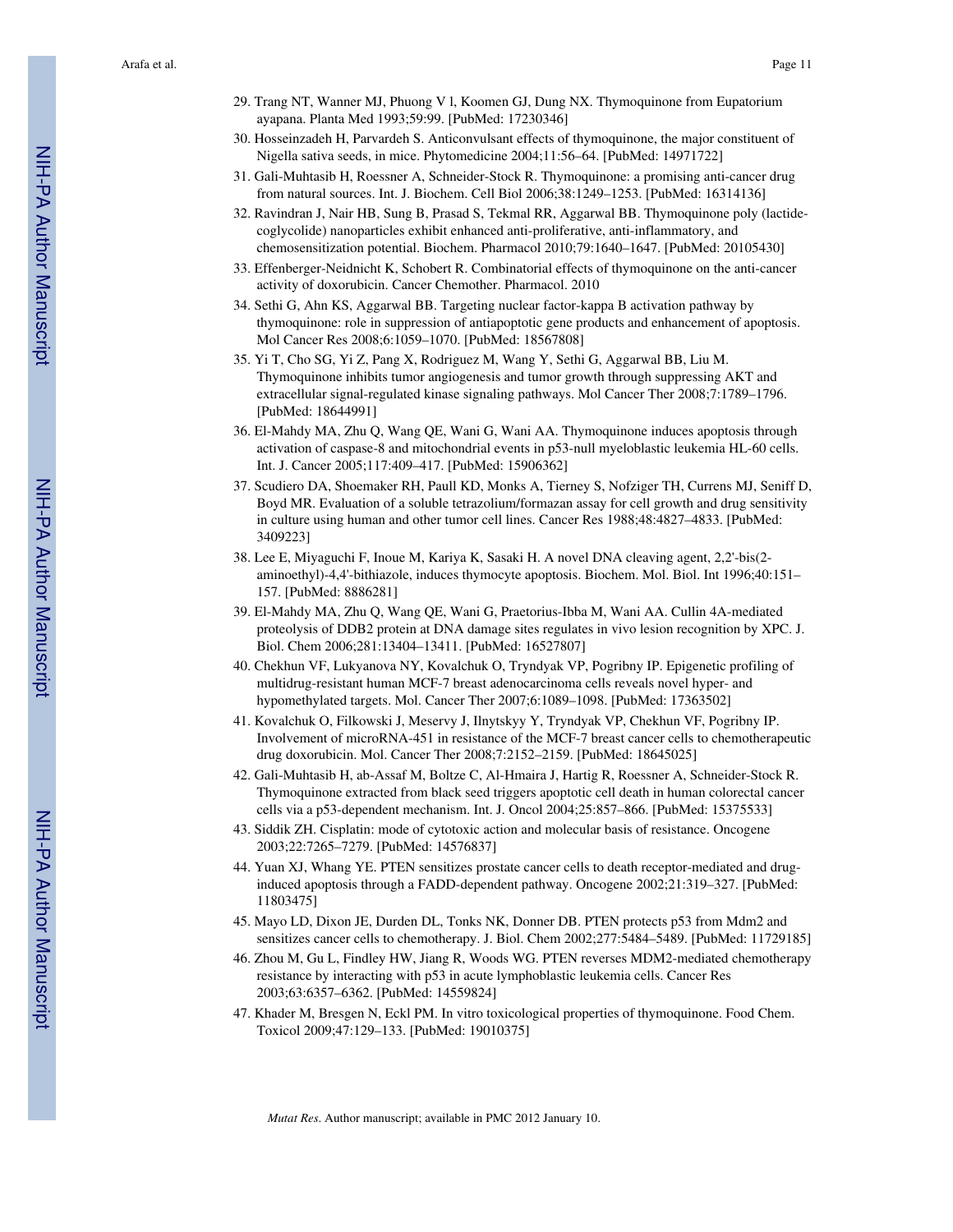29. Trang NT, Wanner MJ, Phuong V l, Koomen GJ, Dung NX. Thymoquinone from Eupatorium ayapana. Planta Med 1993;59:99. [PubMed: 17230346]
30. Hosseinzadeh H, Parvardeh S. Anticonvulsant effects of thymoquinone, the major constituent of Nigella sativa seeds, in mice. Phytomedicine 2004;11:56–64. [PubMed: 14971722]
31. Gali-Muhtasib H, Roessner A, Schneider-Stock R. Thymoquinone: a promising anti-cancer drug from natural sources. Int. J. Biochem. Cell Biol 2006;38:1249–1253. [PubMed: 16314136]
32. Ravindran J, Nair HB, Sung B, Prasad S, Tekmal RR, Aggarwal BB. Thymoquinone poly (lactide-coglycolide) nanoparticles exhibit enhanced anti-proliferative, anti-inflammatory, and chemosensitization potential. Biochem. Pharmacol 2010;79:1640–1647. [PubMed: 20105430]
33. Effenberger-Neidnicht K, Schobert R. Combinatorial effects of thymoquinone on the anti-cancer activity of doxorubicin. Cancer Chemother. Pharmacol. 2010
34. Sethi G, Ahn KS, Aggarwal BB. Targeting nuclear factor-kappa B activation pathway by thymoquinone: role in suppression of antiapoptotic gene products and enhancement of apoptosis. Mol Cancer Res 2008;6:1059–1070. [PubMed: 18567808]
35. Yi T, Cho SG, Yi Z, Pang X, Rodriguez M, Wang Y, Sethi G, Aggarwal BB, Liu M. Thymoquinone inhibits tumor angiogenesis and tumor growth through suppressing AKT and extracellular signal-regulated kinase signaling pathways. Mol Cancer Ther 2008;7:1789–1796. [PubMed: 18644991]
36. El-Mahdy MA, Zhu Q, Wang QE, Wani G, Wani AA. Thymoquinone induces apoptosis through activation of caspase-8 and mitochondrial events in p53-null myeloblastic leukemia HL-60 cells. Int. J. Cancer 2005;117:409–417. [PubMed: 15906362]
37. Scudiero DA, Shoemaker RH, Paull KD, Monks A, Tierney S, Nofziger TH, Currens MJ, Seniff D, Boyd MR. Evaluation of a soluble tetrazolium/formazan assay for cell growth and drug sensitivity in culture using human and other tumor cell lines. Cancer Res 1988;48:4827–4833. [PubMed: 3409223]
38. Lee E, Miyaguchi F, Inoue M, Kariya K, Sasaki H. A novel DNA cleaving agent, 2,2'-bis(2-aminoethyl)-4,4'-bithiazole, induces thymocyte apoptosis. Biochem. Mol. Biol. Int 1996;40:151–157. [PubMed: 8886281]
39. El-Mahdy MA, Zhu Q, Wang QE, Wani G, Praetorius-Ibba M, Wani AA. Cullin 4A-mediated proteolysis of DDB2 protein at DNA damage sites regulates in vivo lesion recognition by XPC. J. Biol. Chem 2006;281:13404–13411. [PubMed: 16527807]
40. Chekhun VF, Lukyanova NY, Kovalchuk O, Tryndyak VP, Pogribny IP. Epigenetic profiling of multidrug-resistant human MCF-7 breast adenocarcinoma cells reveals novel hyper- and hypomethylated targets. Mol. Cancer Ther 2007;6:1089–1098. [PubMed: 17363502]
41. Kovalchuk O, Filkowski J, Meservy J, Ilnytskyy Y, Tryndyak VP, Chekhun VF, Pogribny IP. Involvement of microRNA-451 in resistance of the MCF-7 breast cancer cells to chemotherapeutic drug doxorubicin. Mol. Cancer Ther 2008;7:2152–2159. [PubMed: 18645025]
42. Gali-Muhtasib H, ab-Assaf M, Boltze C, Al-Hmaira J, Hartig R, Roessner A, Schneider-Stock R. Thymoquinone extracted from black seed triggers apoptotic cell death in human colorectal cancer cells via a p53-dependent mechanism. Int. J. Oncol 2004;25:857–866. [PubMed: 15375533]
43. Siddik ZH. Cisplatin: mode of cytotoxic action and molecular basis of resistance. Oncogene 2003;22:7265–7279. [PubMed: 14576837]
44. Yuan XJ, Whang YE. PTEN sensitizes prostate cancer cells to death receptor-mediated and drug-induced apoptosis through a FADD-dependent pathway. Oncogene 2002;21:319–327. [PubMed: 11803475]
45. Mayo LD, Dixon JE, Durden DL, Tonks NK, Donner DB. PTEN protects p53 from Mdm2 and sensitizes cancer cells to chemotherapy. J. Biol. Chem 2002;277:5484–5489. [PubMed: 11729185]
46. Zhou M, Gu L, Findley HW, Jiang R, Woods WG. PTEN reverses MDM2-mediated chemotherapy resistance by interacting with p53 in acute lymphoblastic leukemia cells. Cancer Res 2003;63:6357–6362. [PubMed: 14559824]
47. Khader M, Bresgen N, Eckl PM. In vitro toxicological properties of thymoquinone. Food Chem. Toxicol 2009;47:129–133. [PubMed: 19010375]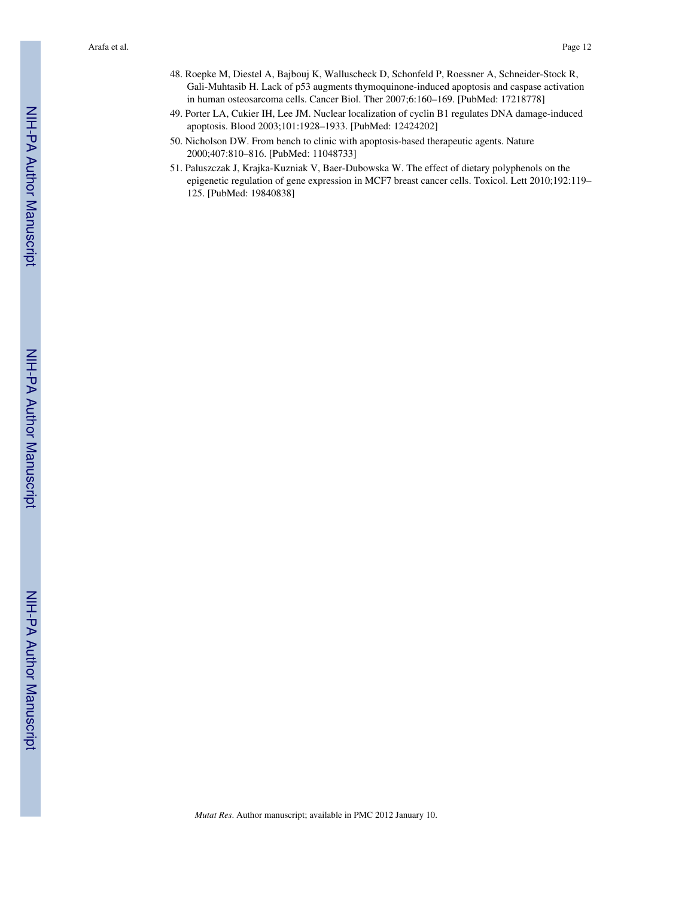48. Roepke M, Diestel A, Bajbouj K, Walluscheck D, Schonfeld P, Roessner A, Schneider-Stock R, Gali-Muhtasib H. Lack of p53 augments thymoquinone-induced apoptosis and caspase activation in human osteosarcoma cells. Cancer Biol. Ther 2007;6:160–169. [PubMed: 17218778]
49. Porter LA, Cukier IH, Lee JM. Nuclear localization of cyclin B1 regulates DNA damage-induced apoptosis. Blood 2003;101:1928–1933. [PubMed: 12424202]
50. Nicholson DW. From bench to clinic with apoptosis-based therapeutic agents. Nature 2000;407:810–816. [PubMed: 11048733]
51. Paluszczak J, Krajka-Kuzniak V, Baer-Dubowska W. The effect of dietary polyphenols on the epigenetic regulation of gene expression in MCF7 breast cancer cells. Toxicol. Lett 2010;192:119–125. [PubMed: 19840838]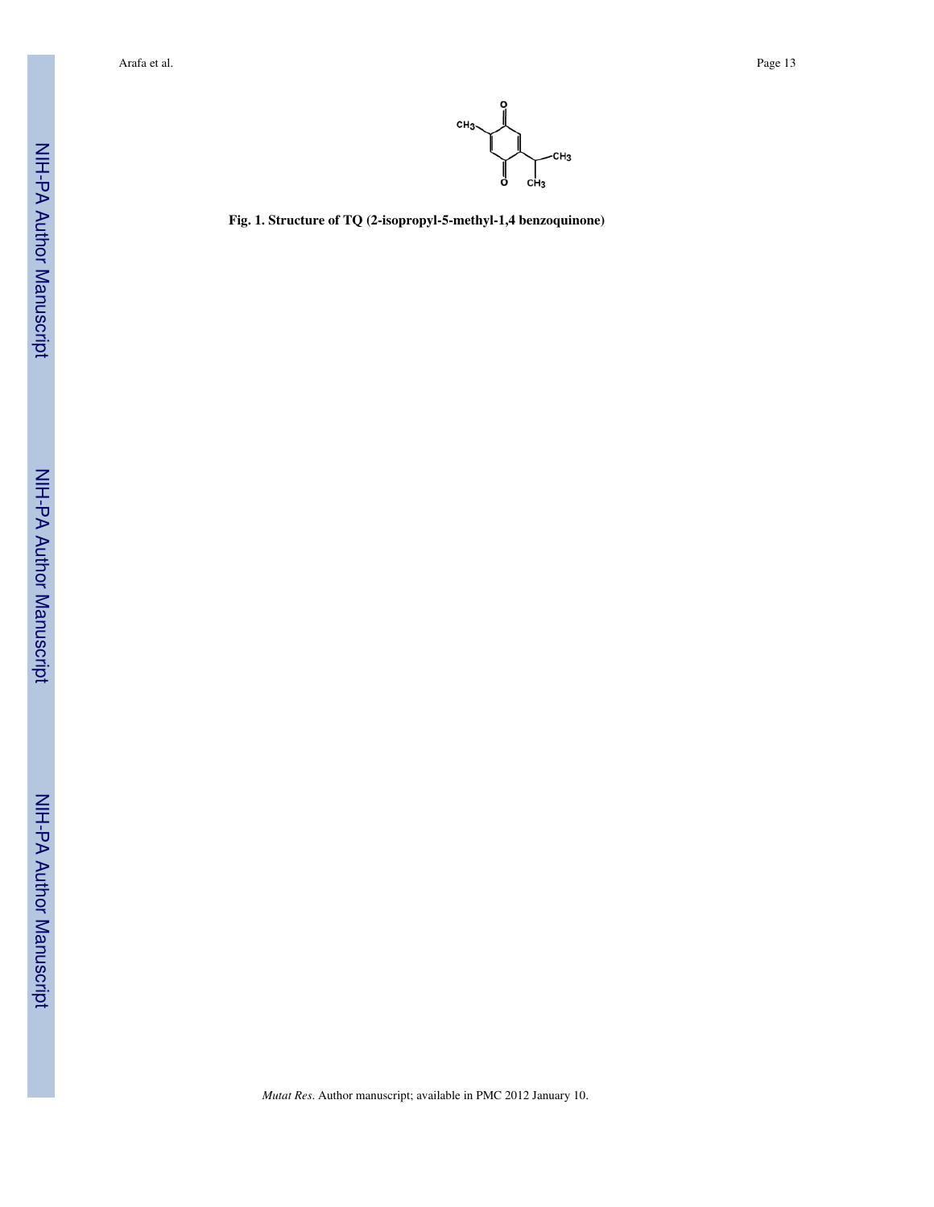**Fig. 1. Structure of TQ (2-isopropyl-5-methyl-1,4 benzoquinone)**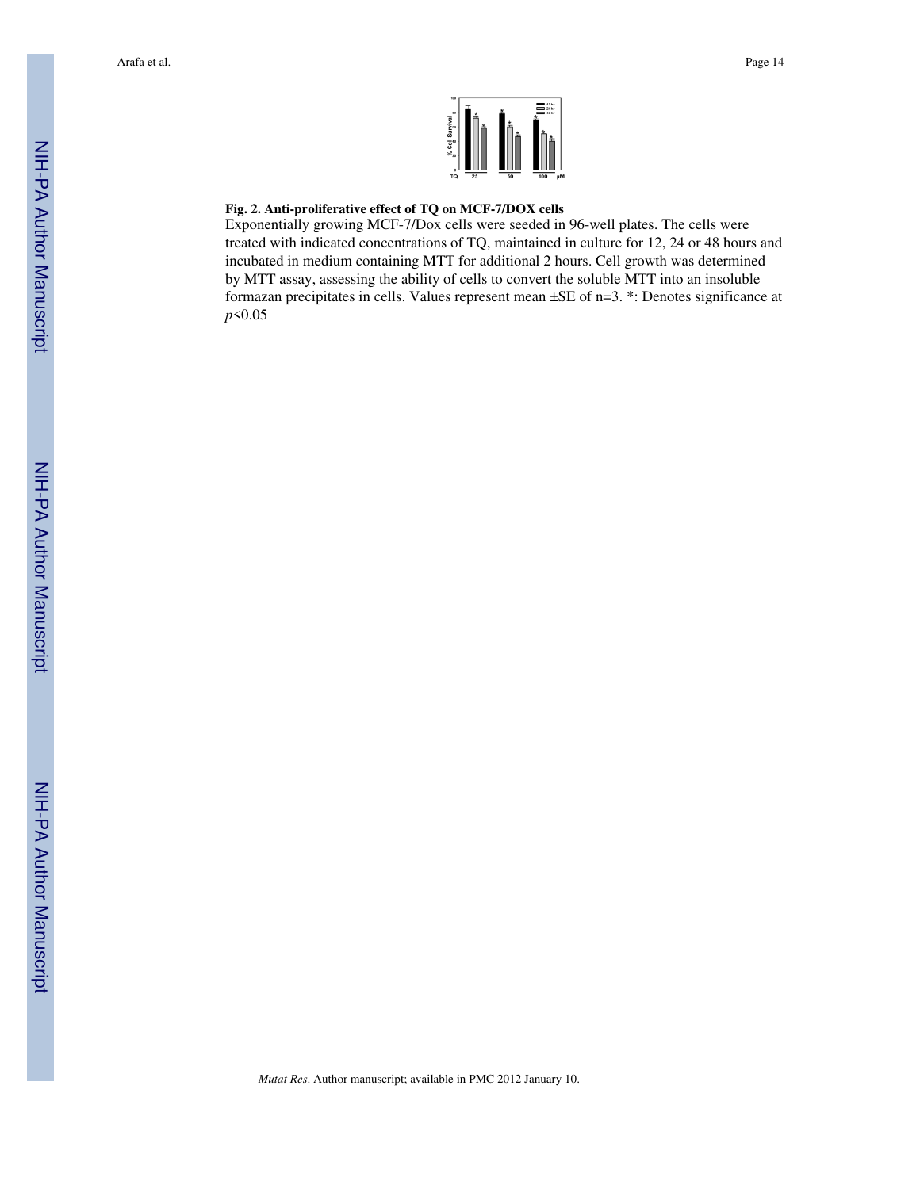**Fig. 2. Anti-proliferative effect of TQ on MCF-7/DOX cells**

Exponentially growing MCF-7/Dox cells were seeded in 96-well plates. The cells were treated with indicated concentrations of TQ, maintained in culture for 12, 24 or 48 hours and incubated in medium containing MTT for additional 2 hours. Cell growth was determined by MTT assay, assessing the ability of cells to convert the soluble MTT into an insoluble formazan precipitates in cells. Values represent mean ±SE of n=3. *: Denotes significance at $p<0.05$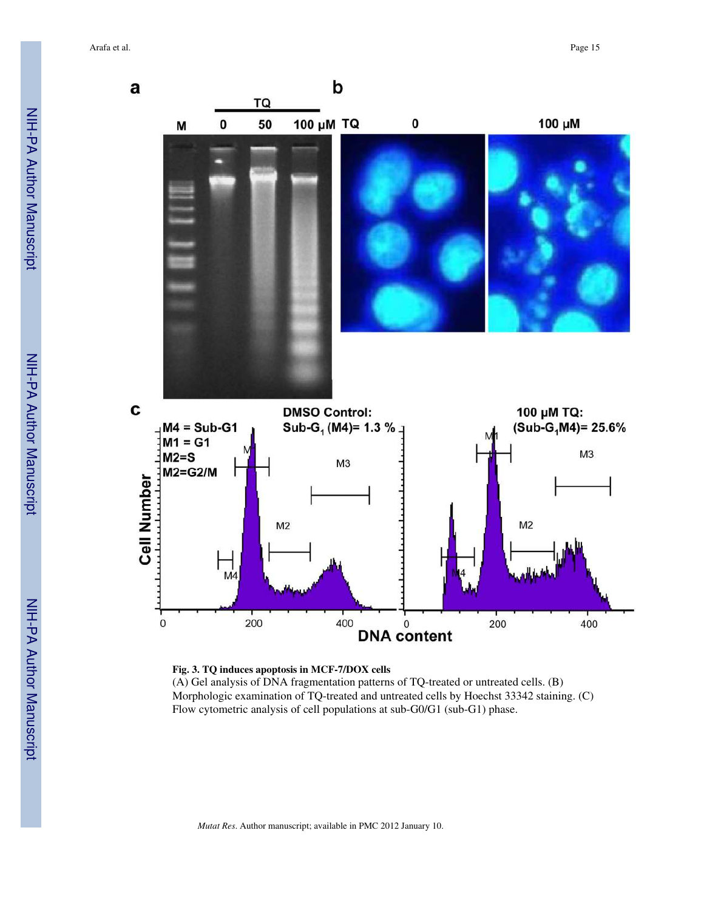**Fig. 3. TQ induces apoptosis in MCF-7/DOX cells**

(A) Gel analysis of DNA fragmentation patterns of TQ-treated or untreated cells. (B) Morphologic examination of TQ-treated and untreated cells by Hoechst 33342 staining. (C) Flow cytometric analysis of cell populations at sub-G0/G1 (sub-G1) phase.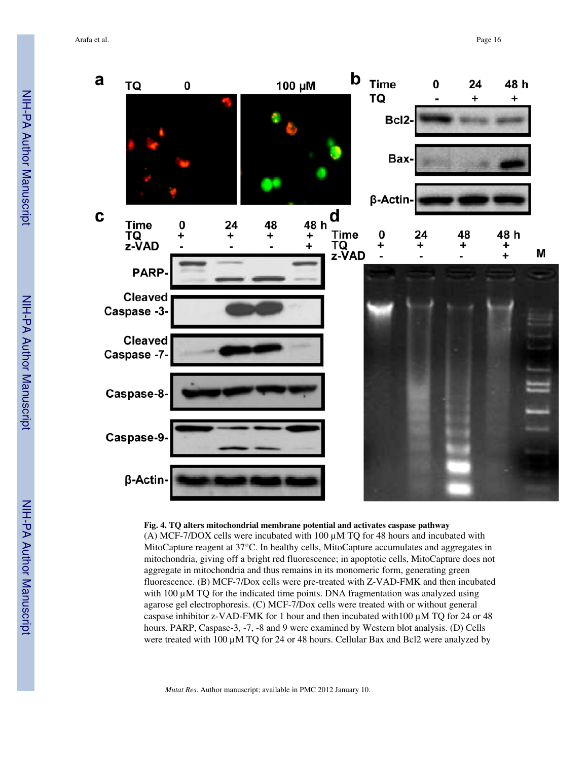**Fig. 4. TQ alters mitochondrial membrane potential and activates caspase pathway**

(A) MCF-7/DOX cells were incubated with 100 μM TQ for 48 hours and incubated with MitoCapture reagent at 37°C. In healthy cells, MitoCapture accumulates and aggregates in mitochondria, giving off a bright red fluorescence; in apoptotic cells, MitoCapture does not aggregate in mitochondria and thus remains in its monomeric form, generating green fluorescence. (B) MCF-7/Dox cells were pre-treated with Z-VAD-FMK and then incubated with 100 μM TQ for the indicated time points. DNA fragmentation was analyzed using agarose gel electrophoresis. (C) MCF-7/Dox cells were treated with or without general caspase inhibitor z-VAD-FMK for 1 hour and then incubated with100 μM TQ for 24 or 48 hours. PARP, Caspase-3, -7, -8 and 9 were examined by Western blot analysis. (D) Cells were treated with 100 μM TQ for 24 or 48 hours. Cellular Bax and Bcl2 were analyzed by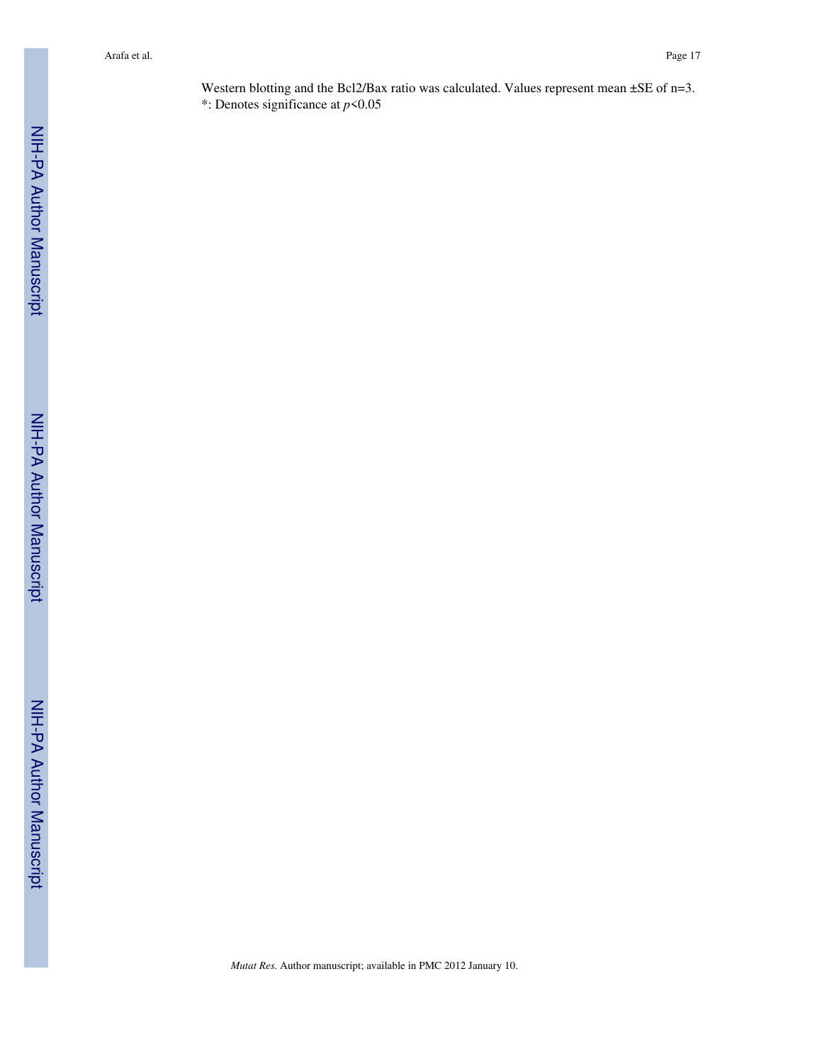Western blotting and the Bcl2/Bax ratio was calculated. Values represent mean ±SE of n=3.
*: Denotes significance at $p<0.05$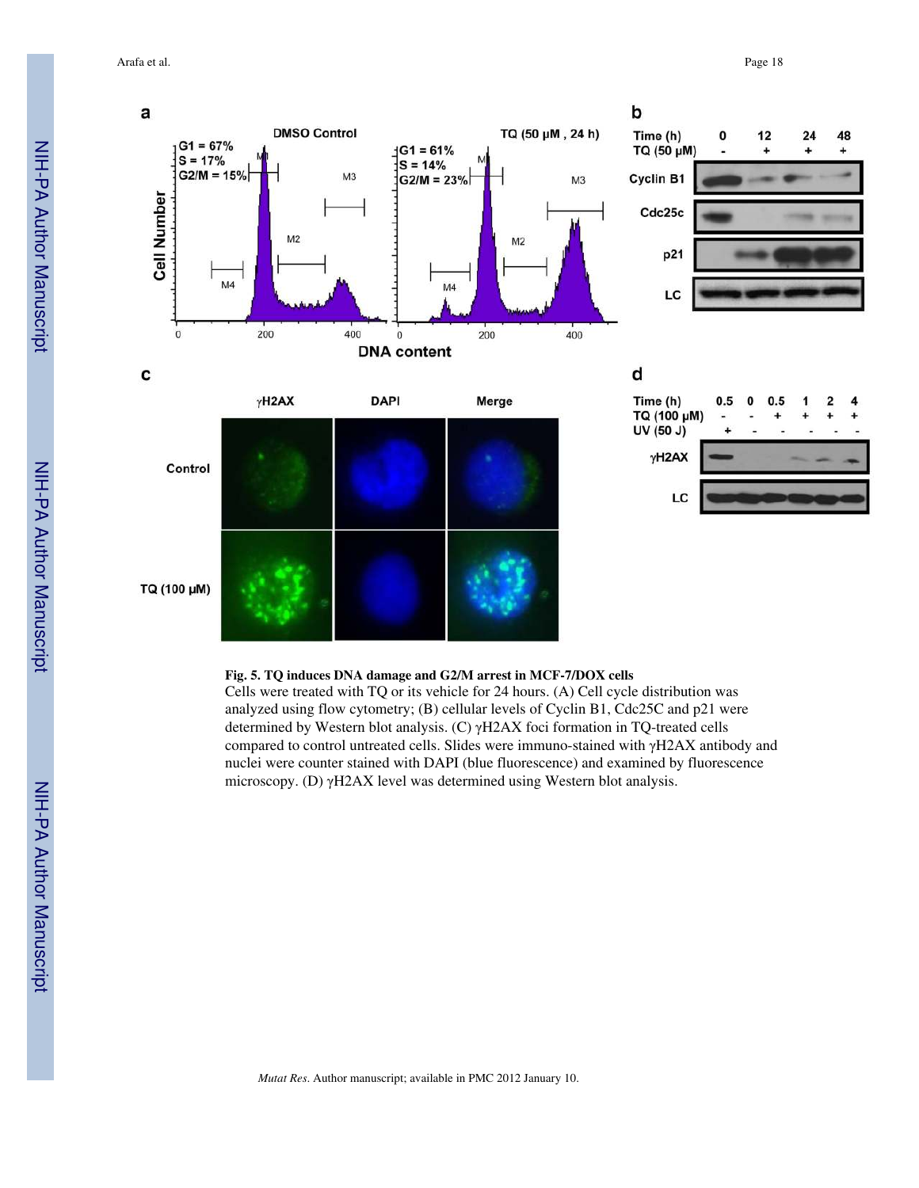**Fig. 5. TQ induces DNA damage and G2/M arrest in MCF-7/DOX cells**

Cells were treated with TQ or its vehicle for 24 hours. (A) Cell cycle distribution was analyzed using flow cytometry; (B) cellular levels of Cyclin B1, Cdc25C and p21 were determined by Western blot analysis. (C) γH2AX foci formation in TQ-treated cells compared to control untreated cells. Slides were immuno-stained with γH2AX antibody and nuclei were counter stained with DAPI (blue fluorescence) and examined by fluorescence microscopy. (D) γH2AX level was determined using Western blot analysis.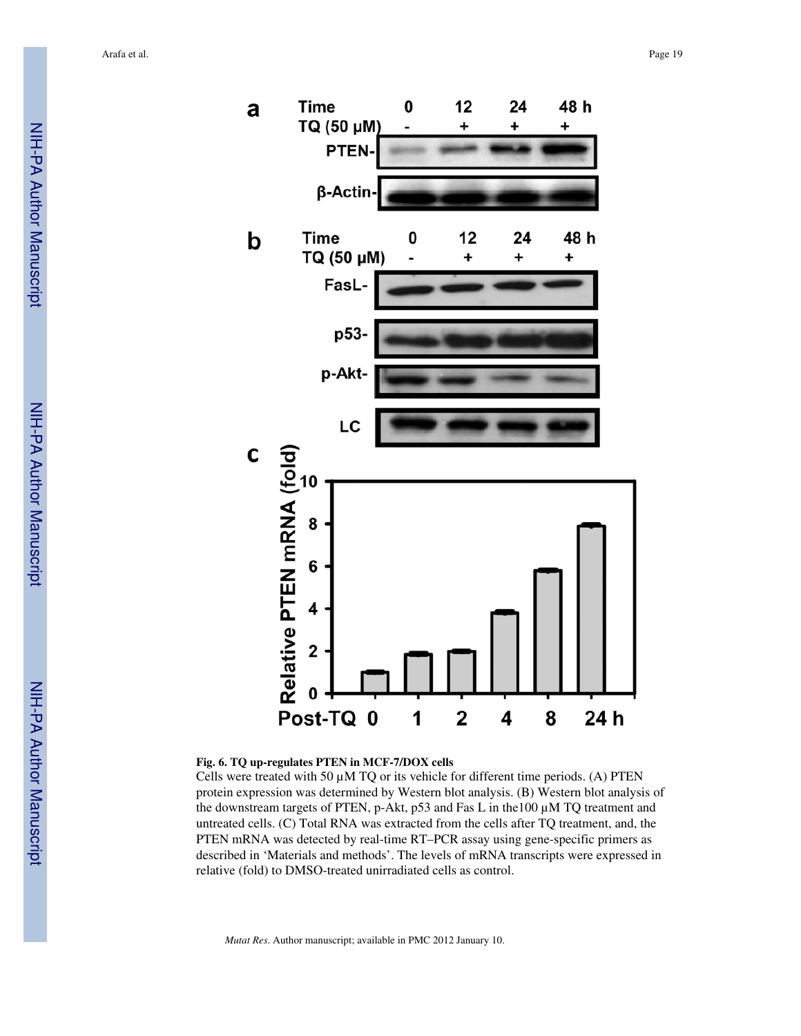**Fig. 6. TQ up-regulates PTEN in MCF-7/DOX cells**

Cells were treated with 50 μM TQ or its vehicle for different time periods. (A) PTEN protein expression was determined by Western blot analysis. (B) Western blot analysis of the downstream targets of PTEN, p-Akt, p53 and Fas L in the100 μM TQ treatment and untreated cells. (C) Total RNA was extracted from the cells after TQ treatment, and, the PTEN mRNA was detected by real-time RT–PCR assay using gene-specific primers as described in 'Materials and methods'. The levels of mRNA transcripts were expressed in relative (fold) to DMSO-treated unirradiated cells as control.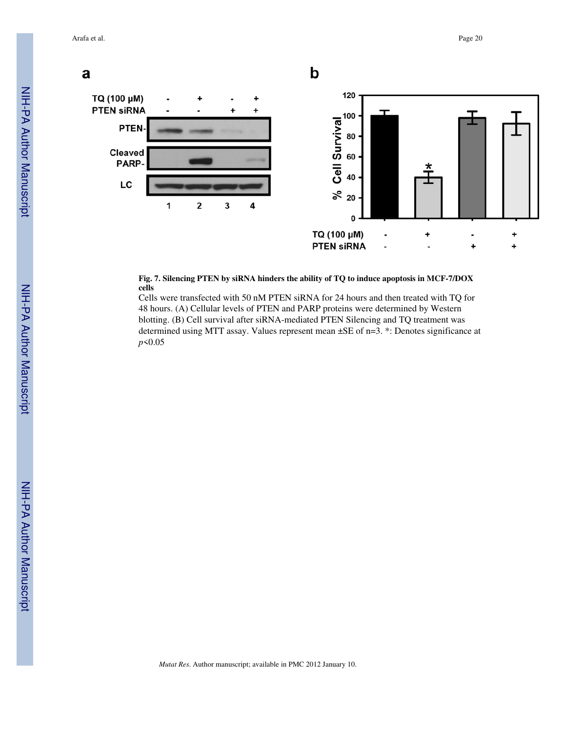a

TQ (100 μM) - + - +
PTEN siRNA - - + +

PTEN-

Cleaved PARP-

LC

1 2 3 4

b

120
100
80
60
40
20
0

% Cell Survival

*

TQ (100 μM) - + - +
PTEN siRNA - - + +

**Fig. 7. Silencing PTEN by siRNA hinders the ability of TQ to induce apoptosis in MCF-7/DOX cells**

Cells were transfected with 50 nM PTEN siRNA for 24 hours and then treated with TQ for 48 hours. (A) Cellular levels of PTEN and PARP proteins were determined by Western blotting. (B) Cell survival after siRNA-mediated PTEN Silencing and TQ treatment was determined using MTT assay. Values represent mean ±SE of n=3. *: Denotes significance at $p<0.05$